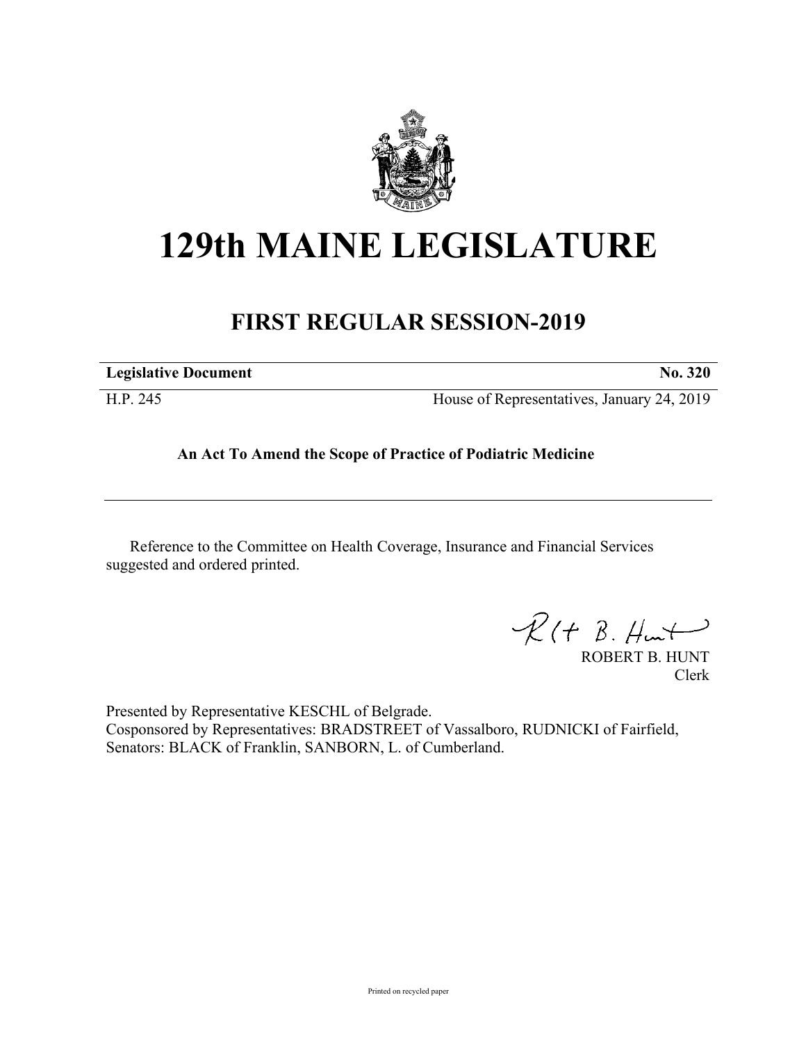# 129th MAINE LEGISLATURE

## FIRST REGULAR SESSION-2019

| **Legislative Document** | **No. 320** |
|---|---|
| H.P. 245 | House of Representatives, January 24, 2019 |

**An Act To Amend the Scope of Practice of Podiatric Medicine**

---

Reference to the Committee on Health Coverage, Insurance and Financial Services suggested and ordered printed.

ROBERT B. HUNT
Clerk

Presented by Representative KESCHL of Belgrade.
Cosponsored by Representatives: BRADSTREET of Vassalboro, RUDNICKI of Fairfield, Senators: BLACK of Franklin, SANBORN, L. of Cumberland.

Printed on recycled paper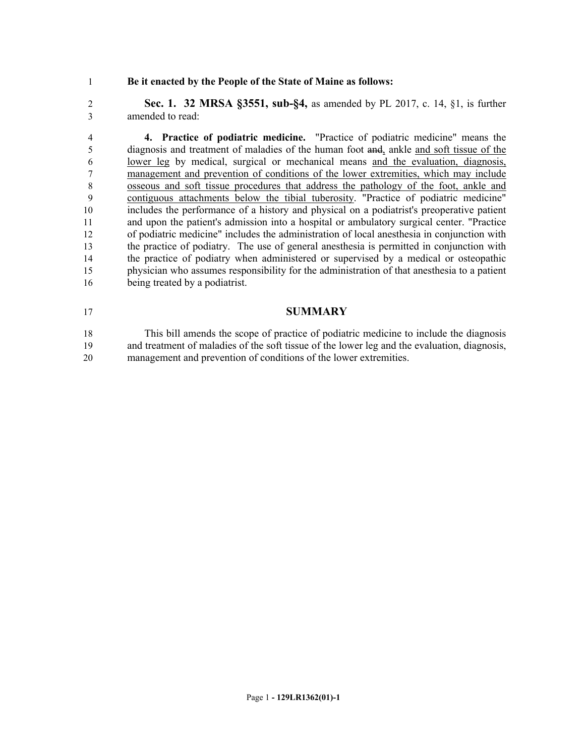**Be it enacted by the People of the State of Maine as follows:**

**Sec. 1. 32 MRSA §3551, sub-§4,** as amended by PL 2017, c. 14, §1, is further amended to read:

**4. Practice of podiatric medicine.** "Practice of podiatric medicine" means the diagnosis and treatment of maladies of the human foot ~~and~~, ankle <u>and soft tissue of the lower leg</u> by medical, surgical or mechanical means <u>and the evaluation, diagnosis, management and prevention of conditions of the lower extremities, which may include osseous and soft tissue procedures that address the pathology of the foot, ankle and contiguous attachments below the tibial tuberosity</u>. "Practice of podiatric medicine" includes the performance of a history and physical on a podiatrist's preoperative patient and upon the patient's admission into a hospital or ambulatory surgical center. "Practice of podiatric medicine" includes the administration of local anesthesia in conjunction with the practice of podiatry. The use of general anesthesia is permitted in conjunction with the practice of podiatry when administered or supervised by a medical or osteopathic physician who assumes responsibility for the administration of that anesthesia to a patient being treated by a podiatrist.

## SUMMARY

This bill amends the scope of practice of podiatric medicine to include the diagnosis and treatment of maladies of the soft tissue of the lower leg and the evaluation, diagnosis, management and prevention of conditions of the lower extremities.